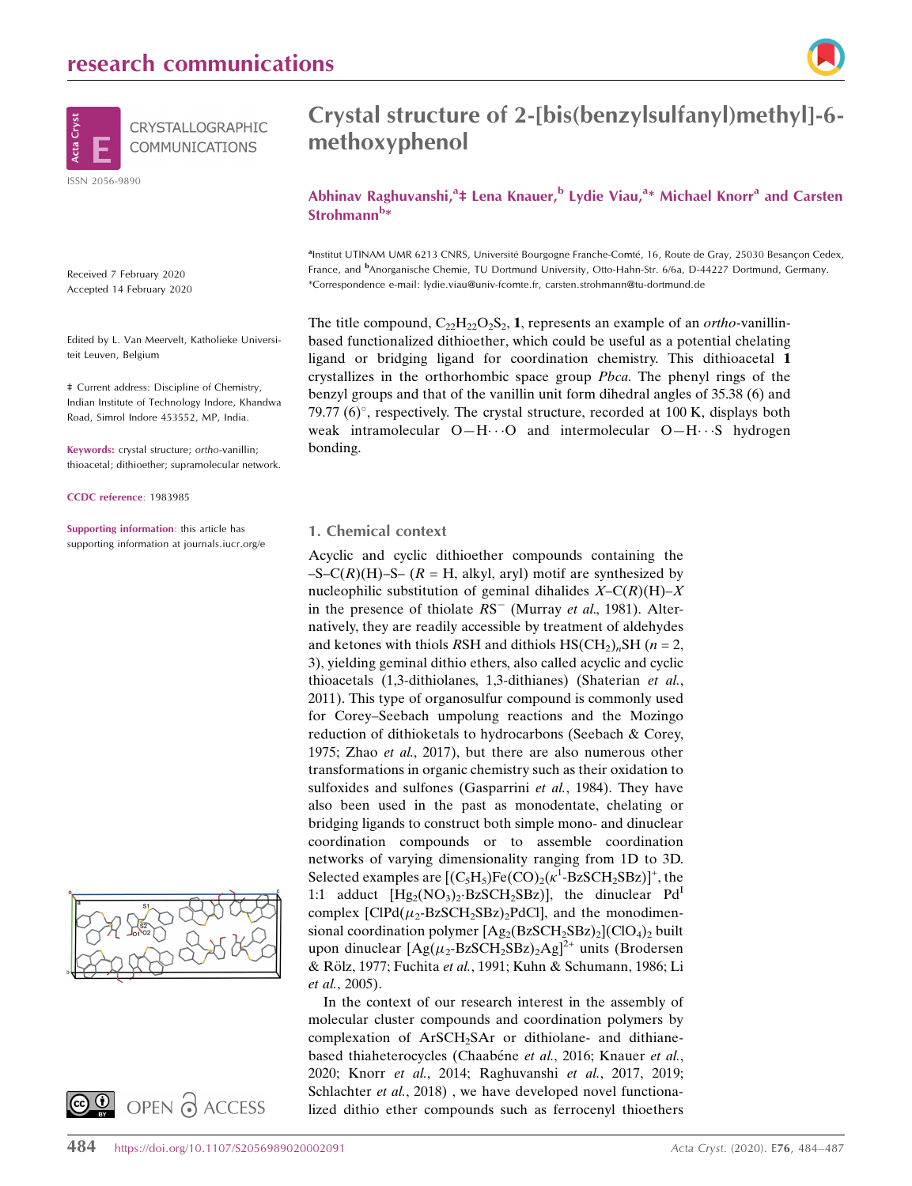# Crystal structure of 2-[bis(benzylsulfanyl)methyl]-6-methoxyphenol

**Abhinav Raghuvanshi,[a]‡ Lena Knauer,[b] Lydie Viau,[a]* Michael Knorr[a] and Carsten Strohmann[b]***

[a]Institut UTINAM UMR 6213 CNRS, Université Bourgogne Franche-Comté, 16, Route de Gray, 25030 Besançon Cedex, France, and [b]Anorganische Chemie, TU Dortmund University, Otto-Hahn-Str. 6/6a, D-44227 Dortmund, Germany. *Correspondence e-mail: lydie.viau@univ-fcomte.fr, carsten.strohmann@tu-dortmund.de

Received 7 February 2020
Accepted 14 February 2020

Edited by L. Van Meervelt, Katholieke Universiteit Leuven, Belgium

‡ Current address: Discipline of Chemistry, Indian Institute of Technology Indore, Khandwa Road, Simrol Indore 453552, MP, India.

**Keywords:** crystal structure; *ortho*-vanillin; thioacetal; dithioether; supramolecular network.

**CCDC reference**: 1983985

**Supporting information**: this article has supporting information at journals.iucr.org/e

The title compound, $C_{22}H_{22}O_2S_2$, **1**, represents an example of an *ortho*-vanillin-based functionalized dithioether, which could be useful as a potential chelating ligand or bridging ligand for coordination chemistry. This dithioacetal **1** crystallizes in the orthorhombic space group *Pbca*. The phenyl rings of the benzyl groups and that of the vanillin unit form dihedral angles of 35.38 (6) and 79.77 (6)°, respectively. The crystal structure, recorded at 100 K, displays both weak intramolecular O—H⋯O and intermolecular O—H⋯S hydrogen bonding.

## 1. Chemical context

Acyclic and cyclic dithioether compounds containing the –S–C(*R*)(H)–S– (*R* = H, alkyl, aryl) motif are synthesized by nucleophilic substitution of geminal dihalides *X*–C(*R*)(H)–*X* in the presence of thiolate $RS^-$ (Murray *et al.*, 1981). Alternatively, they are readily accessible by treatment of aldehydes and ketones with thiols *R*SH and dithiols $HS(CH_2)_nSH$ ($n$ = 2, 3), yielding geminal dithio ethers, also called acyclic and cyclic thioacetals (1,3-dithiolanes, 1,3-dithianes) (Shaterian *et al.*, 2011). This type of organosulfur compound is commonly used for Corey–Seebach umpolung reactions and the Mozingo reduction of dithioketals to hydrocarbons (Seebach & Corey, 1975; Zhao *et al.*, 2017), but there are also numerous other transformations in organic chemistry such as their oxidation to sulfoxides and sulfones (Gasparrini *et al.*, 1984). They have also been used in the past as monodentate, chelating or bridging ligands to construct both simple mono- and dinuclear coordination compounds or to assemble coordination networks of varying dimensionality ranging from 1D to 3D. Selected examples are $[(C_5H_5)Fe(CO)_2(\kappa^1\text{-BzSCH}_2\text{SBz})]^+$, the 1:1 adduct $[Hg_2(NO_3)_2{\cdot}BzSCH_2SBz)]$, the dinuclear Pd[I] complex $[ClPd(\mu_2\text{-BzSCH}_2\text{SBz})_2PdCl]$, and the monodimensional coordination polymer $[Ag_2(BzSCH_2SBz)_2](ClO_4)_2$ built upon dinuclear $[Ag(\mu_2\text{-BzSCH}_2\text{SBz})_2Ag]^{2+}$ units (Brodersen & Rölz, 1977; Fuchita *et al.*, 1991; Kuhn & Schumann, 1986; Li *et al.*, 2005).

In the context of our research interest in the assembly of molecular cluster compounds and coordination polymers by complexation of ArSCH₂SAr or dithiolane- and dithiane-based thiaheterocycles (Chaabéne *et al.*, 2016; Knauer *et al.*, 2020; Knorr *et al.*, 2014; Raghuvanshi *et al.*, 2017, 2019; Schlachter *et al.*, 2018) , we have developed novel functionalized dithio ether compounds such as ferrocenyl thioethers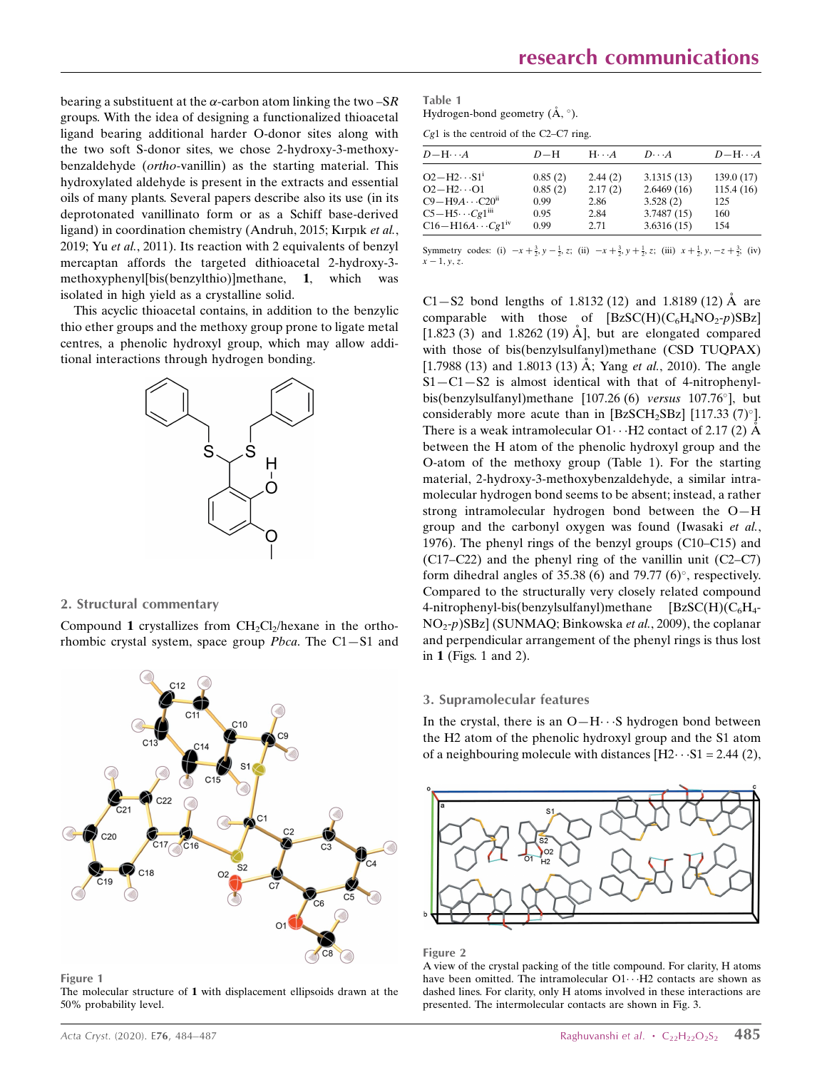bearing a substituent at the α-carbon atom linking the two –S*R* groups. With the idea of designing a functionalized thioacetal ligand bearing additional harder O-donor sites along with the two soft S-donor sites, we chose 2-hydroxy-3-methoxybenzaldehyde (*ortho*-vanillin) as the starting material. This hydroxylated aldehyde is present in the extracts and essential oils of many plants. Several papers describe also its use (in its deprotonated vanillinato form or as a Schiff base-derived ligand) in coordination chemistry (Andruh, 2015; Kırpık *et al.*, 2019; Yu *et al.*, 2011). Its reaction with 2 equivalents of benzyl mercaptan affords the targeted dithioacetal 2-hydroxy-3-methoxyphenyl[bis(benzylthio)]methane, **1**, which was isolated in high yield as a crystalline solid.

This acyclic thioacetal contains, in addition to the benzylic thio ether groups and the methoxy group prone to ligate metal centres, a phenolic hydroxyl group, which may allow additional interactions through hydrogen bonding.

## 2. Structural commentary

Compound **1** crystallizes from $CH_2Cl_2$/hexane in the orthorhombic crystal system, space group *Pbca*. The C1—S1 and C1—S2 bond lengths of 1.8132 (12) and 1.8189 (12) Å are comparable with those of [BzSC(H)($C_6H_4NO_2$-*p*)SBz] [1.823 (3) and 1.8262 (19) Å], but are elongated compared with those of bis(benzylsulfanyl)methane (CSD TUQPAX) [1.7988 (13) and 1.8013 (13) Å; Yang *et al.*, 2010). The angle S1—C1—S2 is almost identical with that of 4-nitrophenyl-bis(benzylsulfanyl)methane [107.26 (6) *versus* 107.76°], but considerably more acute than in [BzSCH$_2$SBz] [117.33 (7)°]. There is a weak intramolecular O1···H2 contact of 2.17 (2) Å between the H atom of the phenolic hydroxyl group and the O-atom of the methoxy group (Table 1). For the starting material, 2-hydroxy-3-methoxybenzaldehyde, a similar intramolecular hydrogen bond seems to be absent; instead, a rather strong intramolecular hydrogen bond between the O—H group and the carbonyl oxygen was found (Iwasaki *et al.*, 1976). The phenyl rings of the benzyl groups (C10–C15) and (C17–C22) and the phenyl ring of the vanillin unit (C2–C7) form dihedral angles of 35.38 (6) and 79.77 (6)°, respectively. Compared to the structurally very closely related compound 4-nitrophenyl-bis(benzylsulfanyl)methane [BzSC(H)($C_6H_4$-$NO_2$-*p*)SBz] (SUNMAQ; Binkowska *et al.*, 2009), the coplanar and perpendicular arrangement of the phenyl rings is thus lost in **1** (Figs. 1 and 2).

Figure 1
The molecular structure of **1** with displacement ellipsoids drawn at the 50% probability level.

Table 1
Hydrogen-bond geometry (Å, °).

*Cg*1 is the centroid of the C2–C7 ring.

| *D*—H···*A* | *D*—H | H···*A* | *D*···*A* | *D*—H···*A* |
|---|---|---|---|---|
| O2—H2···S1[i] | 0.85 (2) | 2.44 (2) | 3.1315 (13) | 139.0 (17) |
| O2—H2···O1 | 0.85 (2) | 2.17 (2) | 2.6469 (16) | 115.4 (16) |
| C9—H9*A*···C20[ii] | 0.99 | 2.86 | 3.528 (2) | 125 |
| C5—H5···*Cg*1[iii] | 0.95 | 2.84 | 3.7487 (15) | 160 |
| C16—H16*A*···*Cg*1[iv] | 0.99 | 2.71 | 3.6316 (15) | 154 |

Symmetry codes: (i) $-x+\frac{3}{2}, y-\frac{1}{2}, z$; (ii) $-x+\frac{3}{2}, y+\frac{1}{2}, z$; (iii) $x+\frac{1}{2}, y, -z+\frac{3}{2}$; (iv) $x-1, y, z$.

## 3. Supramolecular features

In the crystal, there is an O—H···S hydrogen bond between the H2 atom of the phenolic hydroxyl group and the S1 atom of a neighbouring molecule with distances [H2···S1 = 2.44 (2),

Figure 2
A view of the crystal packing of the title compound. For clarity, H atoms have been omitted. The intramolecular O1···H2 contacts are shown as dashed lines. For clarity, only H atoms involved in these interactions are presented. The intermolecular contacts are shown in Fig. 3.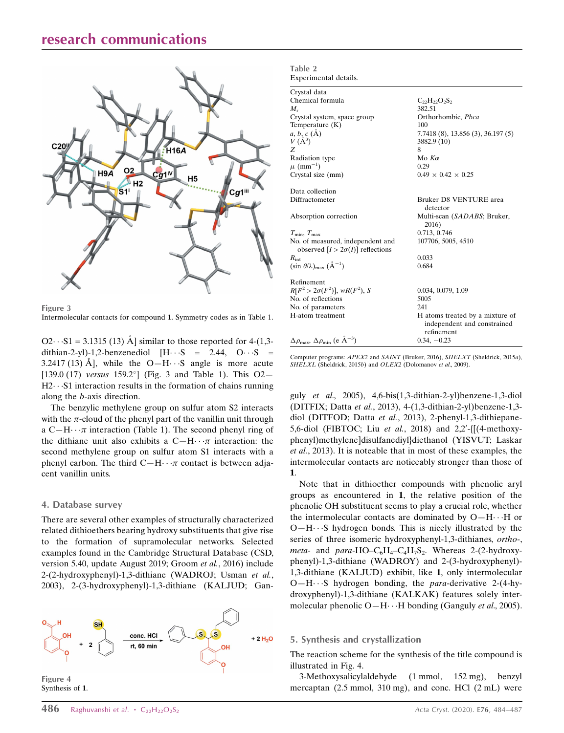Figure 3
Intermolecular contacts for compound **1**. Symmetry codes as in Table 1.

O2···S1 = 3.1315 (13) Å] similar to those reported for 4-(1,3-dithian-2-yl)-1,2-benzenediol [H···S = 2.44, O···S = 3.2417 (13) Å], while the O—H···S angle is more acute [139.0 (17) *versus* 159.2°] (Fig. 3 and Table 1). This O2—H2···S1 interaction results in the formation of chains running along the *b*-axis direction.

The benzylic methylene group on sulfur atom S2 interacts with the π-cloud of the phenyl part of the vanillin unit through a C—H···π interaction (Table 1). The second phenyl ring of the dithiane unit also exhibits a C—H···π interaction: the second methylene group on sulfur atom S1 interacts with a phenyl carbon. The third C—H···π contact is between adjacent vanillin units.

## 4. Database survey

There are several other examples of structurally characterized related dithioethers bearing hydroxy substituents that give rise to the formation of supramolecular networks. Selected examples found in the Cambridge Structural Database (CSD, version 5.40, update August 2019; Groom *et al.*, 2016) include 2-(2-hydroxyphenyl)-1,3-dithiane (WADROJ; Usman *et al.*, 2003), 2-(3-hydroxyphenyl)-1,3-dithiane (KALJUD; Ganguly *et al.*, 2005), 4,6-bis(1,3-dithian-2-yl)benzene-1,3-diol (DITFIX; Datta *et al.*, 2013), 4-(1,3-dithian-2-yl)benzene-1,3-diol (DITFOD; Datta *et al.*, 2013), 2-phenyl-1,3-dithiepane-5,6-diol (FIBTOC; Liu *et al.*, 2018) and 2,2′-{[(4-methoxyphenyl)methylene]disulfanediyl}diethanol (YISVUT; Laskar *et al.*, 2013). It is noteable that in most of these examples, the intermolecular contacts are noticeably stronger than those of **1**.

Note that in dithioether compounds with phenolic aryl groups as encountered in **1**, the relative position of the phenolic OH substituent seems to play a crucial role, whether the intermolecular contacts are dominated by O—H···H or O—H···S hydrogen bonds. This is nicely illustrated by the series of three isomeric hydroxyphenyl-1,3-dithianes, *ortho*-, *meta*- and *para*-HO–$C_6H_4$–$C_4H_7S_2$. Whereas 2-(2-hydroxyphenyl)-1,3-dithiane (WADROY) and 2-(3-hydroxyphenyl)-1,3-dithiane (KALJUD) exhibit, like **1**, only intermolecular O—H···S hydrogen bonding, the *para*-derivative 2-(4-hydroxyphenyl)-1,3-dithiane (KALKAK) features solely intermolecular phenolic O—H···H bonding (Ganguly *et al.*, 2005).

Figure 4
Synthesis of **1**.

**Table 2**
Experimental details.

| | |
|---|---|
| Crystal data | |
| Chemical formula | $C_{22}H_{22}O_2S_2$ |
| $M_r$ | 382.51 |
| Crystal system, space group | Orthorhombic, *Pbca* |
| Temperature (K) | 100 |
| *a*, *b*, *c* (Å) | 7.7418 (8), 13.856 (3), 36.197 (5) |
| *V* (Å$^3$) | 3882.9 (10) |
| *Z* | 8 |
| Radiation type | Mo *Kα* |
| μ (mm$^{-1}$) | 0.29 |
| Crystal size (mm) | 0.49 × 0.42 × 0.25 |
| Data collection | |
| Diffractometer | Bruker D8 VENTURE area detector |
| Absorption correction | Multi-scan (*SADABS*; Bruker, 2016) |
| $T_{min}$, $T_{max}$ | 0.713, 0.746 |
| No. of measured, independent and observed [$I > 2\sigma(I)$] reflections | 107706, 5005, 4510 |
| $R_{int}$ | 0.033 |
| $(\sin \theta/\lambda)_{max}$ (Å$^{-1}$) | 0.684 |
| Refinement | |
| $R[F^2 > 2\sigma(F^2)]$, $wR(F^2)$, *S* | 0.034, 0.079, 1.09 |
| No. of reflections | 5005 |
| No. of parameters | 241 |
| H-atom treatment | H atoms treated by a mixture of independent and constrained refinement |
| $\Delta\rho_{max}$, $\Delta\rho_{min}$ (e Å$^{-3}$) | 0.34, −0.23 |

Computer programs: *APEX2* and *SAINT* (Bruker, 2016), *SHELXT* (Sheldrick, 2015*a*), *SHELXL* (Sheldrick, 2015*b*) and *OLEX2* (Dolomanov *et al.*, 2009).

## 5. Synthesis and crystallization

The reaction scheme for the synthesis of the title compound is illustrated in Fig. 4.

3-Methoxysalicylaldehyde (1 mmol, 152 mg), benzyl mercaptan (2.5 mmol, 310 mg), and conc. HCl (2 mL) were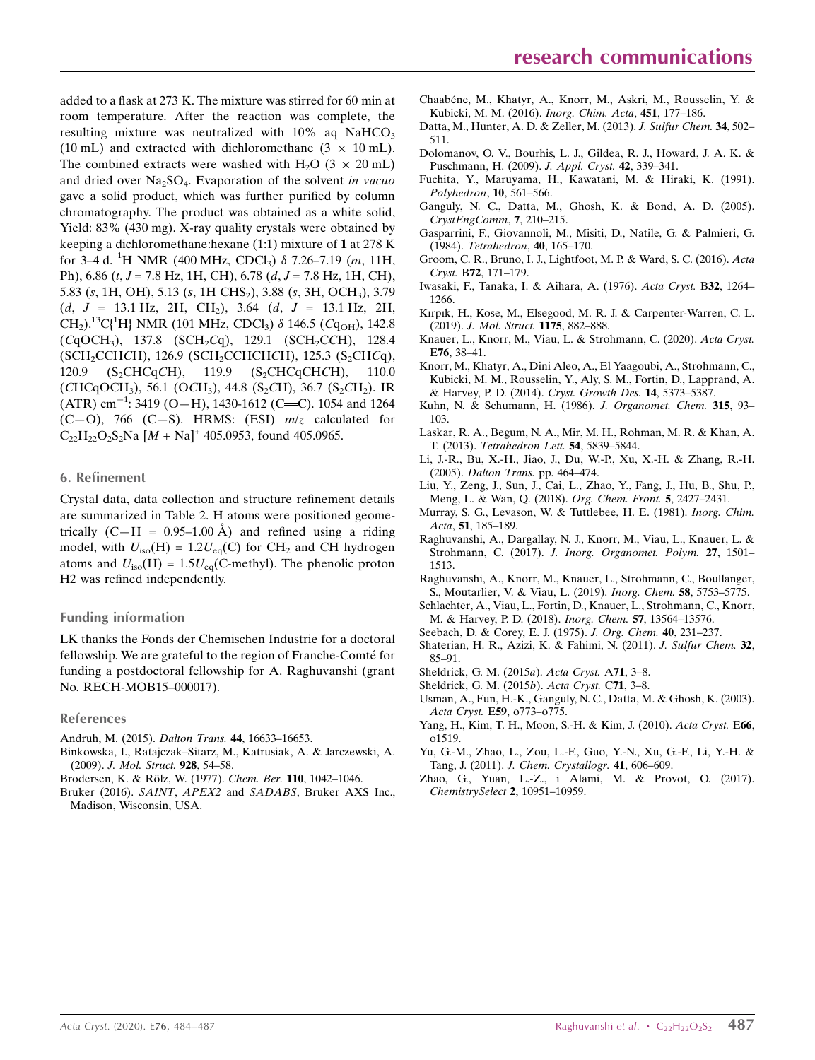added to a flask at 273 K. The mixture was stirred for 60 min at room temperature. After the reaction was complete, the resulting mixture was neutralized with 10% aq $NaHCO_3$ (10 mL) and extracted with dichloromethane (3 × 10 mL). The combined extracts were washed with $H_2O$ (3 × 20 mL) and dried over $Na_2SO_4$. Evaporation of the solvent *in vacuo* gave a solid product, which was further purified by column chromatography. The product was obtained as a white solid, Yield: 83% (430 mg). X-ray quality crystals were obtained by keeping a dichloromethane:hexane (1:1) mixture of **1** at 278 K for 3–4 d. $^1$H NMR (400 MHz, $CDCl_3$) δ 7.26–7.19 (*m*, 11H, Ph), 6.86 (*t*, *J* = 7.8 Hz, 1H, CH), 6.78 (*d*, *J* = 7.8 Hz, 1H, CH), 5.83 (*s*, 1H, OH), 5.13 (*s*, 1H $CHS_2$), 3.88 (*s*, 3H, $OCH_3$), 3.79 (*d*, *J* = 13.1 Hz, 2H, $CH_2$), 3.64 (*d*, *J* = 13.1 Hz, 2H, $CH_2$). $^{13}$C{$^1$H} NMR (101 MHz, $CDCl_3$) δ 146.5 ($Cq_{OH}$), 142.8 ($CqOCH_3$), 137.8 ($SCH_2Cq$), 129.1 ($SCH_2CCH$), 128.4 ($SCH_2CCHCH$), 126.9 ($SCH_2CCHCHCH$), 125.3 ($S_2CHCq$), 120.9 ($S_2CHCqCH$), 119.9 ($S_2CHCqCHCH$), 110.0 ($CHCqOCH_3$), 56.1 ($OCH_3$), 44.8 ($S_2CH$), 36.7 ($S_2CH_2$). IR (ATR) cm$^{-1}$: 3419 (O—H), 1430-1612 (C=C). 1054 and 1264 (C—O), 766 (C—S). HRMS: (ESI) *m*/*z* calculated for $C_{22}H_{22}O_2S_2Na$ $[M + Na]^+$ 405.0953, found 405.0965.

## 6. Refinement

Crystal data, data collection and structure refinement details are summarized in Table 2. H atoms were positioned geometrically (C—H = 0.95–1.00 Å) and refined using a riding model, with $U_{iso}(H) = 1.2U_{eq}(C)$ for $CH_2$ and CH hydrogen atoms and $U_{iso}(H) = 1.5U_{eq}$(C-methyl). The phenolic proton H2 was refined independently.

## Funding information

LK thanks the Fonds der Chemischen Industrie for a doctoral fellowship. We are grateful to the region of Franche-Comté for funding a postdoctoral fellowship for A. Raghuvanshi (grant No. RECH-MOB15–000017).

## References

Andruh, M. (2015). *Dalton Trans.* **44**, 16633–16653.
Binkowska, I., Ratajczak–Sitarz, M., Katrusiak, A. & Jarczewski, A. (2009). *J. Mol. Struct.* **928**, 54–58.
Brodersen, K. & Rölz, W. (1977). *Chem. Ber.* **110**, 1042–1046.
Bruker (2016). *SAINT*, *APEX2* and *SADABS*, Bruker AXS Inc., Madison, Wisconsin, USA.
Chaabéne, M., Khatyr, A., Knorr, M., Askri, M., Rousselin, Y. & Kubicki, M. M. (2016). *Inorg. Chim. Acta*, **451**, 177–186.
Datta, M., Hunter, A. D. & Zeller, M. (2013). *J. Sulfur Chem.* **34**, 502–511.
Dolomanov, O. V., Bourhis, L. J., Gildea, R. J., Howard, J. A. K. & Puschmann, H. (2009). *J. Appl. Cryst.* **42**, 339–341.
Fuchita, Y., Maruyama, H., Kawatani, M. & Hiraki, K. (1991). *Polyhedron*, **10**, 561–566.
Ganguly, N. C., Datta, M., Ghosh, K. & Bond, A. D. (2005). *CrystEngComm*, **7**, 210–215.
Gasparrini, F., Giovannoli, M., Misiti, D., Natile, G. & Palmieri, G. (1984). *Tetrahedron*, **40**, 165–170.
Groom, C. R., Bruno, I. J., Lightfoot, M. P. & Ward, S. C. (2016). *Acta Cryst.* B**72**, 171–179.
Iwasaki, F., Tanaka, I. & Aihara, A. (1976). *Acta Cryst.* B**32**, 1264–1266.
Kırpık, H., Kose, M., Elsegood, M. R. J. & Carpenter-Warren, C. L. (2019). *J. Mol. Struct.* **1175**, 882–888.
Knauer, L., Knorr, M., Viau, L. & Strohmann, C. (2020). *Acta Cryst.* E**76**, 38–41.
Knorr, M., Khatyr, A., Dini Aleo, A., El Yaagoubi, A., Strohmann, C., Kubicki, M. M., Rousselin, Y., Aly, S. M., Fortin, D., Lapprand, A. & Harvey, P. D. (2014). *Cryst. Growth Des.* **14**, 5373–5387.
Kuhn, N. & Schumann, H. (1986). *J. Organomet. Chem.* **315**, 93–103.
Laskar, R. A., Begum, N. A., Mir, M. H., Rohman, M. R. & Khan, A. T. (2013). *Tetrahedron Lett.* **54**, 5839–5844.
Li, J.-R., Bu, X.-H., Jiao, J., Du, W.-P., Xu, X.-H. & Zhang, R.-H. (2005). *Dalton Trans.* pp. 464–474.
Liu, Y., Zeng, J., Sun, J., Cai, L., Zhao, Y., Fang, J., Hu, B., Shu, P., Meng, L. & Wan, Q. (2018). *Org. Chem. Front.* **5**, 2427–2431.
Murray, S. G., Levason, W. & Tuttlebee, H. E. (1981). *Inorg. Chim. Acta*, **51**, 185–189.
Raghuvanshi, A., Dargallay, N. J., Knorr, M., Viau, L., Knauer, L. & Strohmann, C. (2017). *J. Inorg. Organomet. Polym.* **27**, 1501–1513.
Raghuvanshi, A., Knorr, M., Knauer, L., Strohmann, C., Boullanger, S., Moutarlier, V. & Viau, L. (2019). *Inorg. Chem.* **58**, 5753–5775.
Schlachter, A., Viau, L., Fortin, D., Knauer, L., Strohmann, C., Knorr, M. & Harvey, P. D. (2018). *Inorg. Chem.* **57**, 13564–13576.
Seebach, D. & Corey, E. J. (1975). *J. Org. Chem.* **40**, 231–237.
Shaterian, H. R., Azizi, K. & Fahimi, N. (2011). *J. Sulfur Chem.* **32**, 85–91.
Sheldrick, G. M. (2015*a*). *Acta Cryst.* A**71**, 3–8.
Sheldrick, G. M. (2015*b*). *Acta Cryst.* C**71**, 3–8.
Usman, A., Fun, H.-K., Ganguly, N. C., Datta, M. & Ghosh, K. (2003). *Acta Cryst.* E**59**, o773–o775.
Yang, H., Kim, T. H., Moon, S.-H. & Kim, J. (2010). *Acta Cryst.* E**66**, o1519.
Yu, G.-M., Zhao, L., Zou, L.-F., Guo, Y.-N., Xu, G.-F., Li, Y.-H. & Tang, J. (2011). *J. Chem. Crystallogr.* **41**, 606–609.
Zhao, G., Yuan, L.-Z., i Alami, M. & Provot, O. (2017). *ChemistrySelect* **2**, 10951–10959.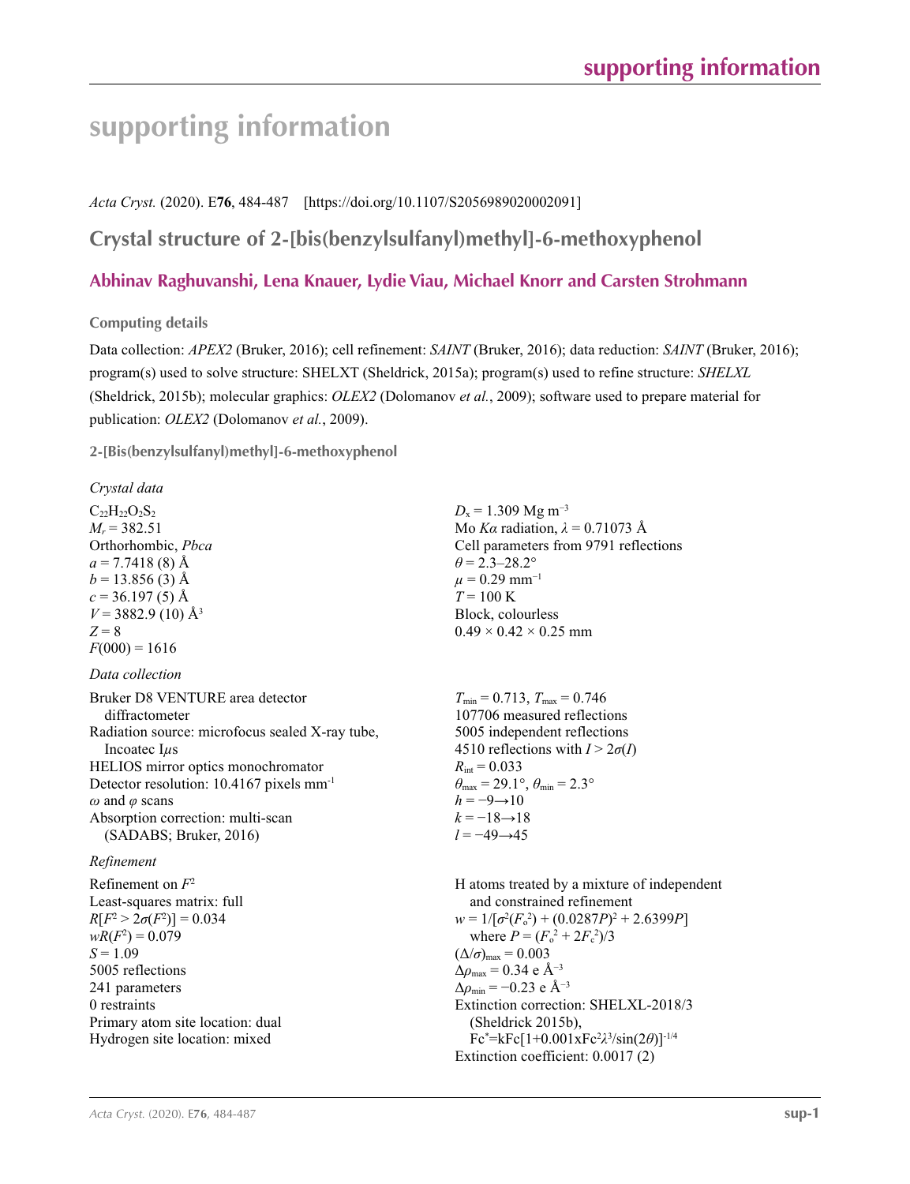# supporting information

*Acta Cryst.* (2020). E**76**, 484-487    [https://doi.org/10.1107/S2056989020002091]

## Crystal structure of 2-[bis(benzylsulfanyl)methyl]-6-methoxyphenol

### Abhinav Raghuvanshi, Lena Knauer, Lydie Viau, Michael Knorr and Carsten Strohmann

#### Computing details

Data collection: *APEX2* (Bruker, 2016); cell refinement: *SAINT* (Bruker, 2016); data reduction: *SAINT* (Bruker, 2016); program(s) used to solve structure: SHELXT (Sheldrick, 2015a); program(s) used to refine structure: *SHELXL* (Sheldrick, 2015b); molecular graphics: *OLEX2* (Dolomanov *et al.*, 2009); software used to prepare material for publication: *OLEX2* (Dolomanov *et al.*, 2009).

#### 2-[Bis(benzylsulfanyl)methyl]-6-methoxyphenol

*Crystal data*

$C_{22}H_{22}O_2S_2$
$M_r$ = 382.51
Orthorhombic, *Pbca*
*a* = 7.7418 (8) Å
*b* = 13.856 (3) Å
*c* = 36.197 (5) Å
*V* = 3882.9 (10) Å$^3$
*Z* = 8
*F*(000) = 1616
$D_x$ = 1.309 Mg m$^{-3}$
Mo *Kα* radiation, *λ* = 0.71073 Å
Cell parameters from 9791 reflections
*θ* = 2.3–28.2°
*μ* = 0.29 mm$^{-1}$
*T* = 100 K
Block, colourless
0.49 × 0.42 × 0.25 mm

*Data collection*

Bruker D8 VENTURE area detector diffractometer
Radiation source: microfocus sealed X-ray tube, Incoatec I*μ*s
HELIOS mirror optics monochromator
Detector resolution: 10.4167 pixels mm$^{-1}$
*ω* and *φ* scans
Absorption correction: multi-scan (SADABS; Bruker, 2016)
$T_{min}$ = 0.713, $T_{max}$ = 0.746
107706 measured reflections
5005 independent reflections
4510 reflections with $I > 2\sigma(I)$
$R_{int}$ = 0.033
$\theta_{max}$ = 29.1°, $\theta_{min}$ = 2.3°
*h* = −9→10
*k* = −18→18
*l* = −49→45

*Refinement*

Refinement on $F^2$
Least-squares matrix: full
$R[F^2 > 2\sigma(F^2)]$ = 0.034
$wR(F^2)$ = 0.079
*S* = 1.09
5005 reflections
241 parameters
0 restraints
Primary atom site location: dual
Hydrogen site location: mixed
H atoms treated by a mixture of independent and constrained refinement
$w = 1/[\sigma^2(F_o^2) + (0.0287P)^2 + 2.6399P]$ where $P = (F_o^2 + 2F_c^2)/3$
$(\Delta/\sigma)_{max}$ = 0.003
$\Delta\rho_{max}$ = 0.34 e Å$^{-3}$
$\Delta\rho_{min}$ = −0.23 e Å$^{-3}$
Extinction correction: SHELXL-2018/3 (Sheldrick 2015b), $Fc^*=kFc[1+0.001xFc^2\lambda^3/\sin(2\theta)]^{-1/4}$
Extinction coefficient: 0.0017 (2)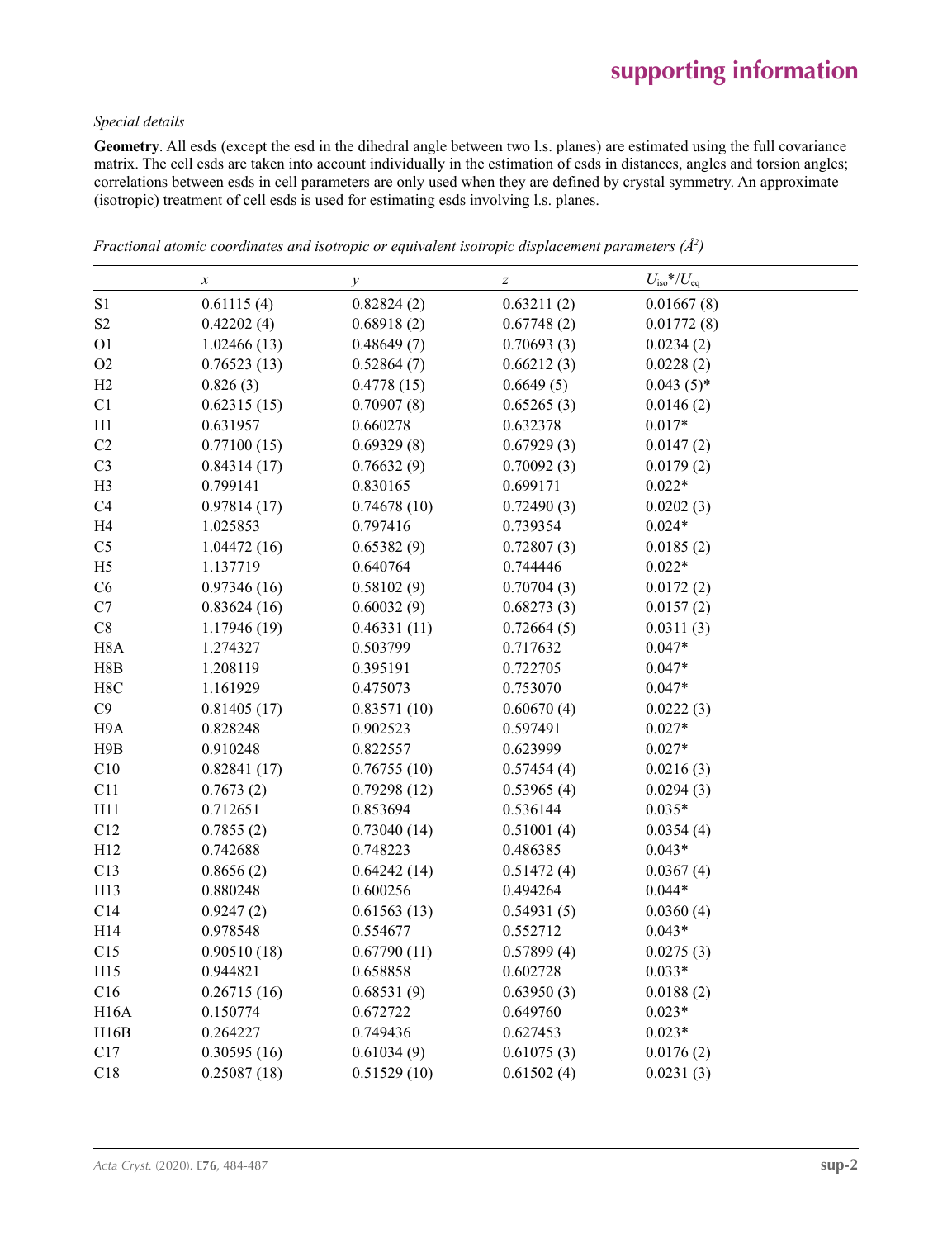*Special details*

**Geometry**. All esds (except the esd in the dihedral angle between two l.s. planes) are estimated using the full covariance matrix. The cell esds are taken into account individually in the estimation of esds in distances, angles and torsion angles; correlations between esds in cell parameters are only used when they are defined by crystal symmetry. An approximate (isotropic) treatment of cell esds is used for estimating esds involving l.s. planes.

*Fractional atomic coordinates and isotropic or equivalent isotropic displacement parameters (Å²)*

| | *x* | *y* | *z* | $U_{iso}$*/$U_{eq}$ |
|---|---|---|---|---|
| S1 | 0.61115 (4) | 0.82824 (2) | 0.63211 (2) | 0.01667 (8) |
| S2 | 0.42202 (4) | 0.68918 (2) | 0.67748 (2) | 0.01772 (8) |
| O1 | 1.02466 (13) | 0.48649 (7) | 0.70693 (3) | 0.0234 (2) |
| O2 | 0.76523 (13) | 0.52864 (7) | 0.66212 (3) | 0.0228 (2) |
| H2 | 0.826 (3) | 0.4778 (15) | 0.6649 (5) | 0.043 (5)* |
| C1 | 0.62315 (15) | 0.70907 (8) | 0.65265 (3) | 0.0146 (2) |
| H1 | 0.631957 | 0.660278 | 0.632378 | 0.017* |
| C2 | 0.77100 (15) | 0.69329 (8) | 0.67929 (3) | 0.0147 (2) |
| C3 | 0.84314 (17) | 0.76632 (9) | 0.70092 (3) | 0.0179 (2) |
| H3 | 0.799141 | 0.830165 | 0.699171 | 0.022* |
| C4 | 0.97814 (17) | 0.74678 (10) | 0.72490 (3) | 0.0202 (3) |
| H4 | 1.025853 | 0.797416 | 0.739354 | 0.024* |
| C5 | 1.04472 (16) | 0.65382 (9) | 0.72807 (3) | 0.0185 (2) |
| H5 | 1.137719 | 0.640764 | 0.744446 | 0.022* |
| C6 | 0.97346 (16) | 0.58102 (9) | 0.70704 (3) | 0.0172 (2) |
| C7 | 0.83624 (16) | 0.60032 (9) | 0.68273 (3) | 0.0157 (2) |
| C8 | 1.17946 (19) | 0.46331 (11) | 0.72664 (5) | 0.0311 (3) |
| H8A | 1.274327 | 0.503799 | 0.717632 | 0.047* |
| H8B | 1.208119 | 0.395191 | 0.722705 | 0.047* |
| H8C | 1.161929 | 0.475073 | 0.753070 | 0.047* |
| C9 | 0.81405 (17) | 0.83571 (10) | 0.60670 (4) | 0.0222 (3) |
| H9A | 0.828248 | 0.902523 | 0.597491 | 0.027* |
| H9B | 0.910248 | 0.822557 | 0.623999 | 0.027* |
| C10 | 0.82841 (17) | 0.76755 (10) | 0.57454 (4) | 0.0216 (3) |
| C11 | 0.7673 (2) | 0.79298 (12) | 0.53965 (4) | 0.0294 (3) |
| H11 | 0.712651 | 0.853694 | 0.536144 | 0.035* |
| C12 | 0.7855 (2) | 0.73040 (14) | 0.51001 (4) | 0.0354 (4) |
| H12 | 0.742688 | 0.748223 | 0.486385 | 0.043* |
| C13 | 0.8656 (2) | 0.64242 (14) | 0.51472 (4) | 0.0367 (4) |
| H13 | 0.880248 | 0.600256 | 0.494264 | 0.044* |
| C14 | 0.9247 (2) | 0.61563 (13) | 0.54931 (5) | 0.0360 (4) |
| H14 | 0.978548 | 0.554677 | 0.552712 | 0.043* |
| C15 | 0.90510 (18) | 0.67790 (11) | 0.57899 (4) | 0.0275 (3) |
| H15 | 0.944821 | 0.658858 | 0.602728 | 0.033* |
| C16 | 0.26715 (16) | 0.68531 (9) | 0.63950 (3) | 0.0188 (2) |
| H16A | 0.150774 | 0.672722 | 0.649760 | 0.023* |
| H16B | 0.264227 | 0.749436 | 0.627453 | 0.023* |
| C17 | 0.30595 (16) | 0.61034 (9) | 0.61075 (3) | 0.0176 (2) |
| C18 | 0.25087 (18) | 0.51529 (10) | 0.61502 (4) | 0.0231 (3) |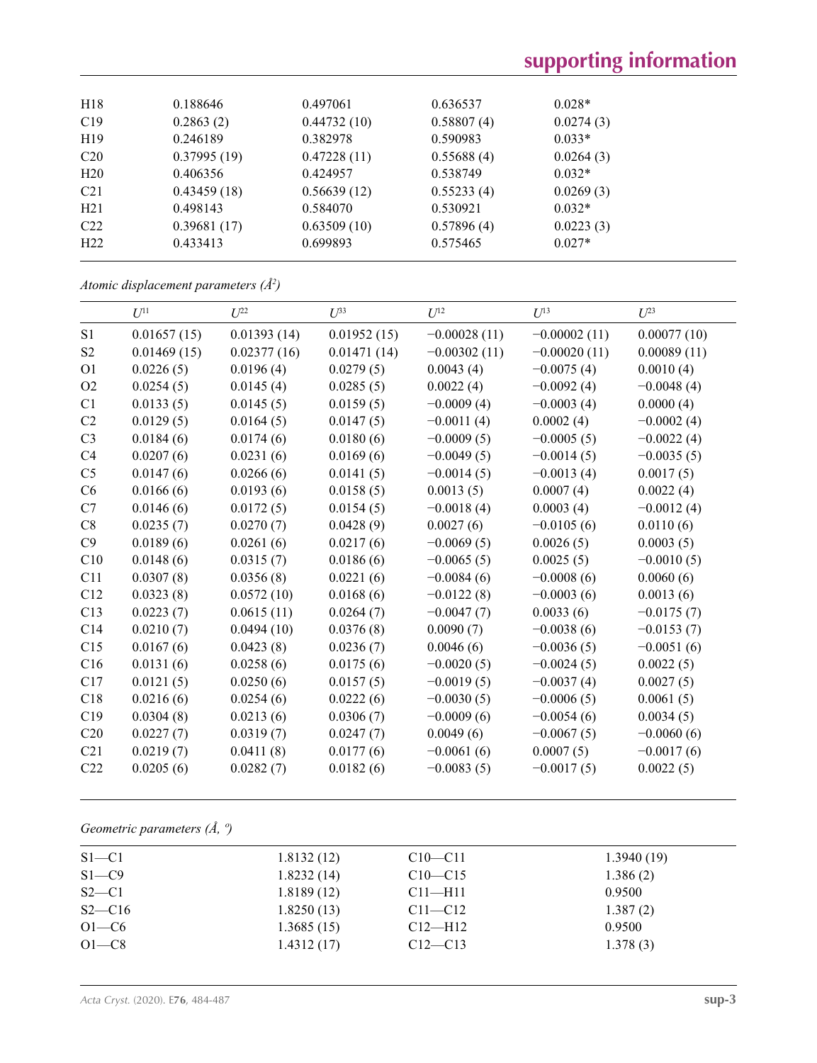| | | | | |
|---|---|---|---|---|
| H18 | 0.188646 | 0.497061 | 0.636537 | 0.028* |
| C19 | 0.2863 (2) | 0.44732 (10) | 0.58807 (4) | 0.0274 (3) |
| H19 | 0.246189 | 0.382978 | 0.590983 | 0.033* |
| C20 | 0.37995 (19) | 0.47228 (11) | 0.55688 (4) | 0.0264 (3) |
| H20 | 0.406356 | 0.424957 | 0.538749 | 0.032* |
| C21 | 0.43459 (18) | 0.56639 (12) | 0.55233 (4) | 0.0269 (3) |
| H21 | 0.498143 | 0.584070 | 0.530921 | 0.032* |
| C22 | 0.39681 (17) | 0.63509 (10) | 0.57896 (4) | 0.0223 (3) |
| H22 | 0.433413 | 0.699893 | 0.575465 | 0.027* |

*Atomic displacement parameters (Å²)*

| | $U^{11}$ | $U^{22}$ | $U^{33}$ | $U^{12}$ | $U^{13}$ | $U^{23}$ |
|---|---|---|---|---|---|---|
| S1 | 0.01657 (15) | 0.01393 (14) | 0.01952 (15) | −0.00028 (11) | −0.00002 (11) | 0.00077 (10) |
| S2 | 0.01469 (15) | 0.02377 (16) | 0.01471 (14) | −0.00302 (11) | −0.00020 (11) | 0.00089 (11) |
| O1 | 0.0226 (5) | 0.0196 (4) | 0.0279 (5) | 0.0043 (4) | −0.0075 (4) | 0.0010 (4) |
| O2 | 0.0254 (5) | 0.0145 (4) | 0.0285 (5) | 0.0022 (4) | −0.0092 (4) | −0.0048 (4) |
| C1 | 0.0133 (5) | 0.0145 (5) | 0.0159 (5) | −0.0009 (4) | −0.0003 (4) | 0.0000 (4) |
| C2 | 0.0129 (5) | 0.0164 (5) | 0.0147 (5) | −0.0011 (4) | 0.0002 (4) | −0.0002 (4) |
| C3 | 0.0184 (6) | 0.0174 (6) | 0.0180 (6) | −0.0009 (5) | −0.0005 (5) | −0.0022 (4) |
| C4 | 0.0207 (6) | 0.0231 (6) | 0.0169 (6) | −0.0049 (5) | −0.0014 (5) | −0.0035 (5) |
| C5 | 0.0147 (6) | 0.0266 (6) | 0.0141 (5) | −0.0014 (5) | −0.0013 (4) | 0.0017 (5) |
| C6 | 0.0166 (6) | 0.0193 (6) | 0.0158 (5) | 0.0013 (5) | 0.0007 (4) | 0.0022 (4) |
| C7 | 0.0146 (6) | 0.0172 (5) | 0.0154 (5) | −0.0018 (4) | 0.0003 (4) | −0.0012 (4) |
| C8 | 0.0235 (7) | 0.0270 (7) | 0.0428 (9) | 0.0027 (6) | −0.0105 (6) | 0.0110 (6) |
| C9 | 0.0189 (6) | 0.0261 (6) | 0.0217 (6) | −0.0069 (5) | 0.0026 (5) | 0.0003 (5) |
| C10 | 0.0148 (6) | 0.0315 (7) | 0.0186 (6) | −0.0065 (5) | 0.0025 (5) | −0.0010 (5) |
| C11 | 0.0307 (8) | 0.0356 (8) | 0.0221 (6) | −0.0084 (6) | −0.0008 (6) | 0.0060 (6) |
| C12 | 0.0323 (8) | 0.0572 (10) | 0.0168 (6) | −0.0122 (8) | −0.0003 (6) | 0.0013 (6) |
| C13 | 0.0223 (7) | 0.0615 (11) | 0.0264 (7) | −0.0047 (7) | 0.0033 (6) | −0.0175 (7) |
| C14 | 0.0210 (7) | 0.0494 (10) | 0.0376 (8) | 0.0090 (7) | −0.0038 (6) | −0.0153 (7) |
| C15 | 0.0167 (6) | 0.0423 (8) | 0.0236 (7) | 0.0046 (6) | −0.0036 (5) | −0.0051 (6) |
| C16 | 0.0131 (6) | 0.0258 (6) | 0.0175 (6) | −0.0020 (5) | −0.0024 (5) | 0.0022 (5) |
| C17 | 0.0121 (5) | 0.0250 (6) | 0.0157 (5) | −0.0019 (5) | −0.0037 (4) | 0.0027 (5) |
| C18 | 0.0216 (6) | 0.0254 (6) | 0.0222 (6) | −0.0030 (5) | −0.0006 (5) | 0.0061 (5) |
| C19 | 0.0304 (8) | 0.0213 (6) | 0.0306 (7) | −0.0009 (6) | −0.0054 (6) | 0.0034 (5) |
| C20 | 0.0227 (7) | 0.0319 (7) | 0.0247 (7) | 0.0049 (6) | −0.0067 (5) | −0.0060 (6) |
| C21 | 0.0219 (7) | 0.0411 (8) | 0.0177 (6) | −0.0061 (6) | 0.0007 (5) | −0.0017 (6) |
| C22 | 0.0205 (6) | 0.0282 (7) | 0.0182 (6) | −0.0083 (5) | −0.0017 (5) | 0.0022 (5) |

*Geometric parameters (Å, º)*

| | | | |
|---|---|---|---|
| S1—C1 | 1.8132 (12) | C10—C11 | 1.3940 (19) |
| S1—C9 | 1.8232 (14) | C10—C15 | 1.386 (2) |
| S2—C1 | 1.8189 (12) | C11—H11 | 0.9500 |
| S2—C16 | 1.8250 (13) | C11—C12 | 1.387 (2) |
| O1—C6 | 1.3685 (15) | C12—H12 | 0.9500 |
| O1—C8 | 1.4312 (17) | C12—C13 | 1.378 (3) |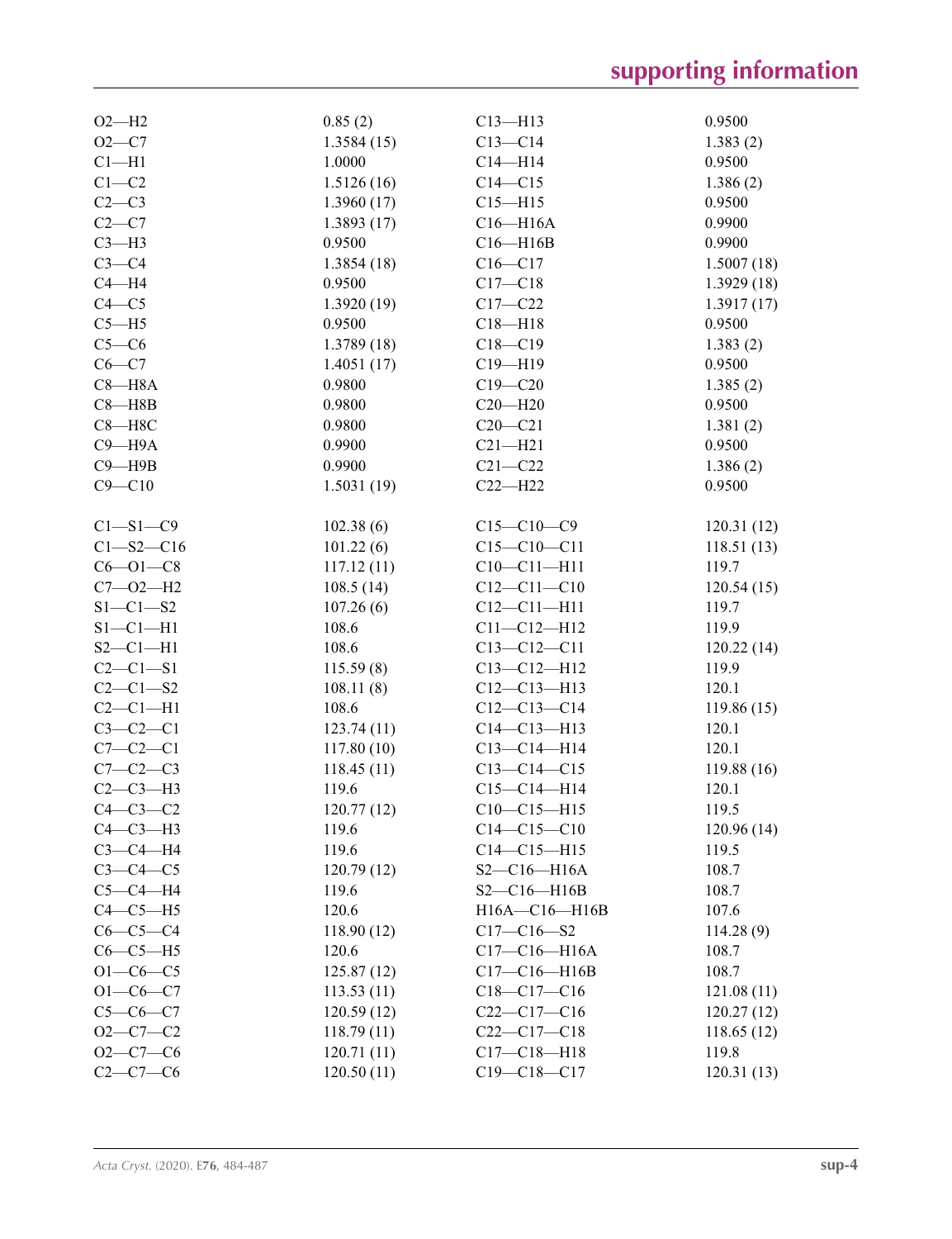| | | | |
|---|---|---|---|
| O2—H2 | 0.85 (2) | C13—H13 | 0.9500 |
| O2—C7 | 1.3584 (15) | C13—C14 | 1.383 (2) |
| C1—H1 | 1.0000 | C14—H14 | 0.9500 |
| C1—C2 | 1.5126 (16) | C14—C15 | 1.386 (2) |
| C2—C3 | 1.3960 (17) | C15—H15 | 0.9500 |
| C2—C7 | 1.3893 (17) | C16—H16A | 0.9900 |
| C3—H3 | 0.9500 | C16—H16B | 0.9900 |
| C3—C4 | 1.3854 (18) | C16—C17 | 1.5007 (18) |
| C4—H4 | 0.9500 | C17—C18 | 1.3929 (18) |
| C4—C5 | 1.3920 (19) | C17—C22 | 1.3917 (17) |
| C5—H5 | 0.9500 | C18—H18 | 0.9500 |
| C5—C6 | 1.3789 (18) | C18—C19 | 1.383 (2) |
| C6—C7 | 1.4051 (17) | C19—H19 | 0.9500 |
| C8—H8A | 0.9800 | C19—C20 | 1.385 (2) |
| C8—H8B | 0.9800 | C20—H20 | 0.9500 |
| C8—H8C | 0.9800 | C20—C21 | 1.381 (2) |
| C9—H9A | 0.9900 | C21—H21 | 0.9500 |
| C9—H9B | 0.9900 | C21—C22 | 1.386 (2) |
| C9—C10 | 1.5031 (19) | C22—H22 | 0.9500 |

| | | | |
|---|---|---|---|
| C1—S1—C9 | 102.38 (6) | C15—C10—C9 | 120.31 (12) |
| C1—S2—C16 | 101.22 (6) | C15—C10—C11 | 118.51 (13) |
| C6—O1—C8 | 117.12 (11) | C10—C11—H11 | 119.7 |
| C7—O2—H2 | 108.5 (14) | C12—C11—C10 | 120.54 (15) |
| S1—C1—S2 | 107.26 (6) | C12—C11—H11 | 119.7 |
| S1—C1—H1 | 108.6 | C11—C12—H12 | 119.9 |
| S2—C1—H1 | 108.6 | C13—C12—C11 | 120.22 (14) |
| C2—C1—S1 | 115.59 (8) | C13—C12—H12 | 119.9 |
| C2—C1—S2 | 108.11 (8) | C12—C13—H13 | 120.1 |
| C2—C1—H1 | 108.6 | C12—C13—C14 | 119.86 (15) |
| C3—C2—C1 | 123.74 (11) | C14—C13—H13 | 120.1 |
| C7—C2—C1 | 117.80 (10) | C13—C14—H14 | 120.1 |
| C7—C2—C3 | 118.45 (11) | C13—C14—C15 | 119.88 (16) |
| C2—C3—H3 | 119.6 | C15—C14—H14 | 120.1 |
| C4—C3—C2 | 120.77 (12) | C10—C15—H15 | 119.5 |
| C4—C3—H3 | 119.6 | C14—C15—C10 | 120.96 (14) |
| C3—C4—H4 | 119.6 | C14—C15—H15 | 119.5 |
| C3—C4—C5 | 120.79 (12) | S2—C16—H16A | 108.7 |
| C5—C4—H4 | 119.6 | S2—C16—H16B | 108.7 |
| C4—C5—H5 | 120.6 | H16A—C16—H16B | 107.6 |
| C6—C5—C4 | 118.90 (12) | C17—C16—S2 | 114.28 (9) |
| C6—C5—H5 | 120.6 | C17—C16—H16A | 108.7 |
| O1—C6—C5 | 125.87 (12) | C17—C16—H16B | 108.7 |
| O1—C6—C7 | 113.53 (11) | C18—C17—C16 | 121.08 (11) |
| C5—C6—C7 | 120.59 (12) | C22—C17—C16 | 120.27 (12) |
| O2—C7—C2 | 118.79 (11) | C22—C17—C18 | 118.65 (12) |
| O2—C7—C6 | 120.71 (11) | C17—C18—H18 | 119.8 |
| C2—C7—C6 | 120.50 (11) | C19—C18—C17 | 120.31 (13) |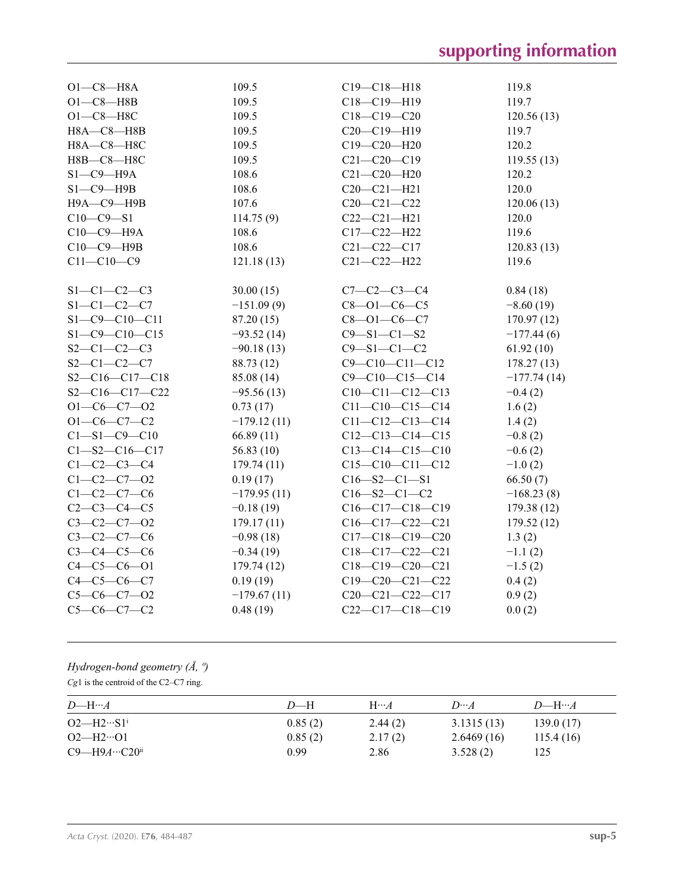| | | | |
|---|---|---|---|
| O1—C8—H8A | 109.5 | C19—C18—H18 | 119.8 |
| O1—C8—H8B | 109.5 | C18—C19—H19 | 119.7 |
| O1—C8—H8C | 109.5 | C18—C19—C20 | 120.56 (13) |
| H8A—C8—H8B | 109.5 | C20—C19—H19 | 119.7 |
| H8A—C8—H8C | 109.5 | C19—C20—H20 | 120.2 |
| H8B—C8—H8C | 109.5 | C21—C20—C19 | 119.55 (13) |
| S1—C9—H9A | 108.6 | C21—C20—H20 | 120.2 |
| S1—C9—H9B | 108.6 | C20—C21—H21 | 120.0 |
| H9A—C9—H9B | 107.6 | C20—C21—C22 | 120.06 (13) |
| C10—C9—S1 | 114.75 (9) | C22—C21—H21 | 120.0 |
| C10—C9—H9A | 108.6 | C17—C22—H22 | 119.6 |
| C10—C9—H9B | 108.6 | C21—C22—C17 | 120.83 (13) |
| C11—C10—C9 | 121.18 (13) | C21—C22—H22 | 119.6 |
| | | | |
| S1—C1—C2—C3 | 30.00 (15) | C7—C2—C3—C4 | 0.84 (18) |
| S1—C1—C2—C7 | −151.09 (9) | C8—O1—C6—C5 | −8.60 (19) |
| S1—C9—C10—C11 | 87.20 (15) | C8—O1—C6—C7 | 170.97 (12) |
| S1—C9—C10—C15 | −93.52 (14) | C9—S1—C1—S2 | −177.44 (6) |
| S2—C1—C2—C3 | −90.18 (13) | C9—S1—C1—C2 | 61.92 (10) |
| S2—C1—C2—C7 | 88.73 (12) | C9—C10—C11—C12 | 178.27 (13) |
| S2—C16—C17—C18 | 85.08 (14) | C9—C10—C15—C14 | −177.74 (14) |
| S2—C16—C17—C22 | −95.56 (13) | C10—C11—C12—C13 | −0.4 (2) |
| O1—C6—C7—O2 | 0.73 (17) | C11—C10—C15—C14 | 1.6 (2) |
| O1—C6—C7—C2 | −179.12 (11) | C11—C12—C13—C14 | 1.4 (2) |
| C1—S1—C9—C10 | 66.89 (11) | C12—C13—C14—C15 | −0.8 (2) |
| C1—S2—C16—C17 | 56.83 (10) | C13—C14—C15—C10 | −0.6 (2) |
| C1—C2—C3—C4 | 179.74 (11) | C15—C10—C11—C12 | −1.0 (2) |
| C1—C2—C7—O2 | 0.19 (17) | C16—S2—C1—S1 | 66.50 (7) |
| C1—C2—C7—C6 | −179.95 (11) | C16—S2—C1—C2 | −168.23 (8) |
| C2—C3—C4—C5 | −0.18 (19) | C16—C17—C18—C19 | 179.38 (12) |
| C3—C2—C7—O2 | 179.17 (11) | C16—C17—C22—C21 | 179.52 (12) |
| C3—C2—C7—C6 | −0.98 (18) | C17—C18—C19—C20 | 1.3 (2) |
| C3—C4—C5—C6 | −0.34 (19) | C18—C17—C22—C21 | −1.1 (2) |
| C4—C5—C6—O1 | 179.74 (12) | C18—C19—C20—C21 | −1.5 (2) |
| C4—C5—C6—C7 | 0.19 (19) | C19—C20—C21—C22 | 0.4 (2) |
| C5—C6—C7—O2 | −179.67 (11) | C20—C21—C22—C17 | 0.9 (2) |
| C5—C6—C7—C2 | 0.48 (19) | C22—C17—C18—C19 | 0.0 (2) |

*Hydrogen-bond geometry (Å, º)*

*Cg*1 is the centroid of the C2–C7 ring.

| *D*—H···*A* | *D*—H | H···*A* | *D*···*A* | *D*—H···*A* |
|---|---|---|---|---|
| O2—H2···S1[i] | 0.85 (2) | 2.44 (2) | 3.1315 (13) | 139.0 (17) |
| O2—H2···O1 | 0.85 (2) | 2.17 (2) | 2.6469 (16) | 115.4 (16) |
| C9—H9*A*···C20[ii] | 0.99 | 2.86 | 3.528 (2) | 125 |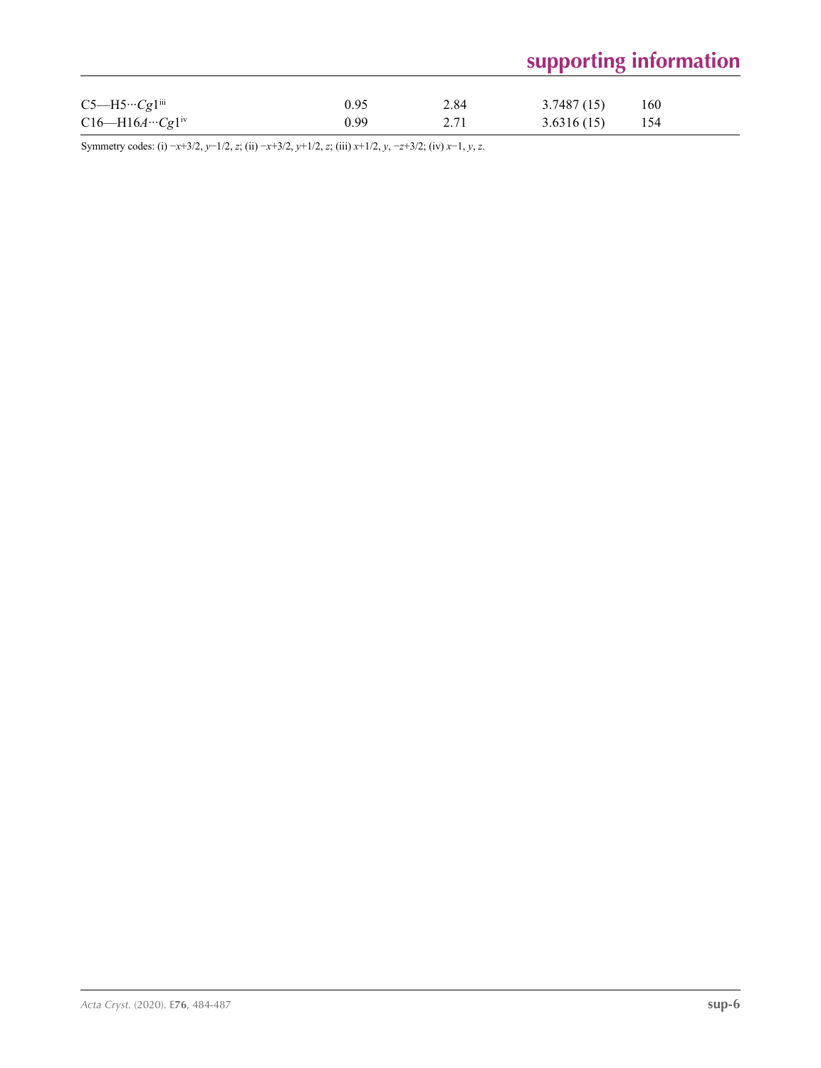| | | | | |
|---|---|---|---|---|
| C5—H5···*Cg*1[iii] | 0.95 | 2.84 | 3.7487 (15) | 160 |
| C16—H16*A*···*Cg*1[iv] | 0.99 | 2.71 | 3.6316 (15) | 154 |

Symmetry codes: (i) $-x+3/2, y-1/2, z$; (ii) $-x+3/2, y+1/2, z$; (iii) $x+1/2, y, -z+3/2$; (iv) $x-1, y, z$.